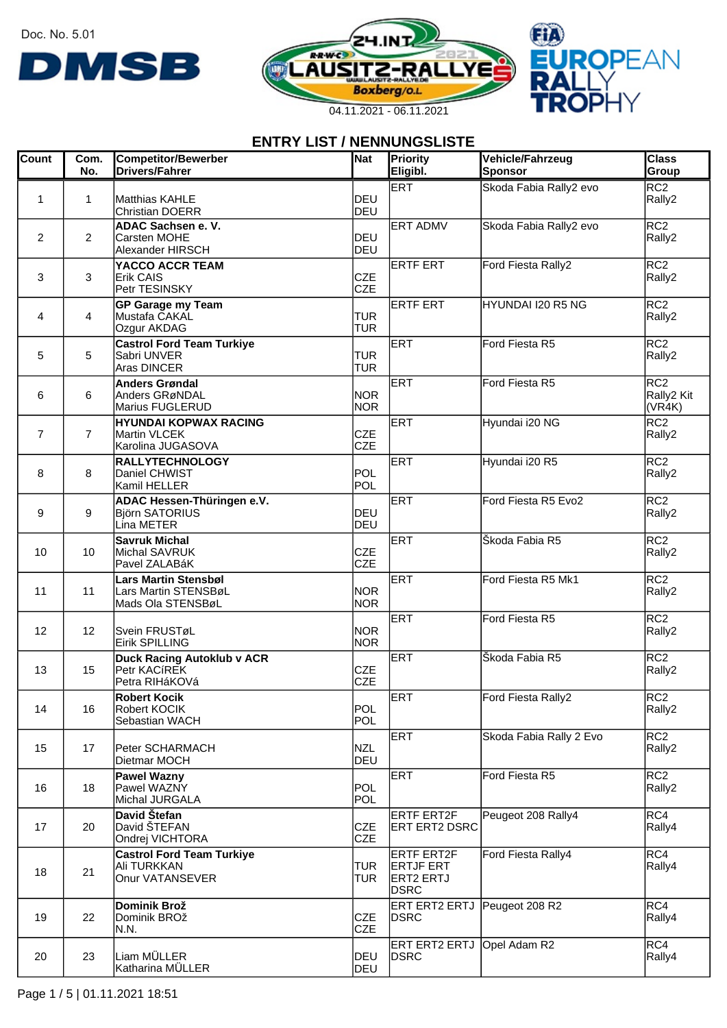Doc. No. 5.01

DMSB

24.INT. LAUSITZ-RALLYE 2021
Boxberg/O.L.

04.11.2021 - 06.11.2021

FIA EUROPEAN RALLY TROPHY

## ENTRY LIST / NENNUNGSLISTE

| Count | Com. No. | Competitor/Bewerber<br>Drivers/Fahrer | Nat | Priority<br>Eligibl. | Vehicle/Fahrzeug<br>Sponsor | Class<br>Group |
|---|---|---|---|---|---|---|
| 1 | 1 | Matthias KAHLE<br>Christian DOERR | DEU<br>DEU | ERT | Skoda Fabia Rally2 evo | RC2<br>Rally2 |
| 2 | 2 | **ADAC Sachsen e. V.**<br>Carsten MOHE<br>Alexander HIRSCH | DEU<br>DEU | ERT ADMV | Skoda Fabia Rally2 evo | RC2<br>Rally2 |
| 3 | 3 | **YACCO ACCR TEAM**<br>Erik CAIS<br>Petr TESINSKY | CZE<br>CZE | ERTF ERT | Ford Fiesta Rally2 | RC2<br>Rally2 |
| 4 | 4 | **GP Garage my Team**<br>Mustafa CAKAL<br>Ozgur AKDAG | TUR<br>TUR | ERTF ERT | HYUNDAI I20 R5 NG | RC2<br>Rally2 |
| 5 | 5 | **Castrol Ford Team Turkiye**<br>Sabri UNVER<br>Aras DINCER | TUR<br>TUR | ERT | Ford Fiesta R5 | RC2<br>Rally2 |
| 6 | 6 | **Anders Grøndal**<br>Anders GRøNDAL<br>Marius FUGLERUD | NOR<br>NOR | ERT | Ford Fiesta R5 | RC2<br>Rally2 Kit (VR4K) |
| 7 | 7 | **HYUNDAI KOPWAX RACING**<br>Martin VLCEK<br>Karolina JUGASOVA | CZE<br>CZE | ERT | Hyundai i20 NG | RC2<br>Rally2 |
| 8 | 8 | **RALLYTECHNOLOGY**<br>Daniel CHWIST<br>Kamil HELLER | POL<br>POL | ERT | Hyundai i20 R5 | RC2<br>Rally2 |
| 9 | 9 | **ADAC Hessen-Thüringen e.V.**<br>Björn SATORIUS<br>Lina METER | DEU<br>DEU | ERT | Ford Fiesta R5 Evo2 | RC2<br>Rally2 |
| 10 | 10 | **Savruk Michal**<br>Michal SAVRUK<br>Pavel ZALABáK | CZE<br>CZE | ERT | Škoda Fabia R5 | RC2<br>Rally2 |
| 11 | 11 | **Lars Martin Stensbøl**<br>Lars Martin STENSBøL<br>Mads Ola STENSBøL | NOR<br>NOR | ERT | Ford Fiesta R5 Mk1 | RC2<br>Rally2 |
| 12 | 12 | Svein FRUSTøL<br>Eirik SPILLING | NOR<br>NOR | ERT | Ford Fiesta R5 | RC2<br>Rally2 |
| 13 | 15 | **Duck Racing Autoklub v ACR**<br>Petr KACÍREK<br>Petra RIHáKOVá | CZE<br>CZE | ERT | Škoda Fabia R5 | RC2<br>Rally2 |
| 14 | 16 | **Robert Kocik**<br>Robert KOCIK<br>Sebastian WACH | POL<br>POL | ERT | Ford Fiesta Rally2 | RC2<br>Rally2 |
| 15 | 17 | Peter SCHARMACH<br>Dietmar MOCH | NZL<br>DEU | ERT | Skoda Fabia Rally 2 Evo | RC2<br>Rally2 |
| 16 | 18 | **Pawel Wazny**<br>Pawel WAZNY<br>Michal JURGALA | POL<br>POL | ERT | Ford Fiesta R5 | RC2<br>Rally2 |
| 17 | 20 | **David Štefan**<br>David ŠTEFAN<br>Ondrej VICHTORA | CZE<br>CZE | ERTF ERT2F<br>ERT ERT2 DSRC | Peugeot 208 Rally4 | RC4<br>Rally4 |
| 18 | 21 | **Castrol Ford Team Turkiye**<br>Ali TURKKAN<br>Onur VATANSEVER | TUR<br>TUR | ERTF ERT2F<br>ERTJF ERT<br>ERT2 ERTJ<br>DSRC | Ford Fiesta Rally4 | RC4<br>Rally4 |
| 19 | 22 | **Dominik Brož**<br>Dominik BROŽ<br>N.N. | CZE<br>CZE | ERT ERT2 ERTJ<br>DSRC | Peugeot 208 R2 | RC4<br>Rally4 |
| 20 | 23 | Liam MÜLLER<br>Katharina MÜLLER | DEU<br>DEU | ERT ERT2 ERTJ<br>DSRC | Opel Adam R2 | RC4<br>Rally4 |

Page 1 / 5 | 01.11.2021 18:51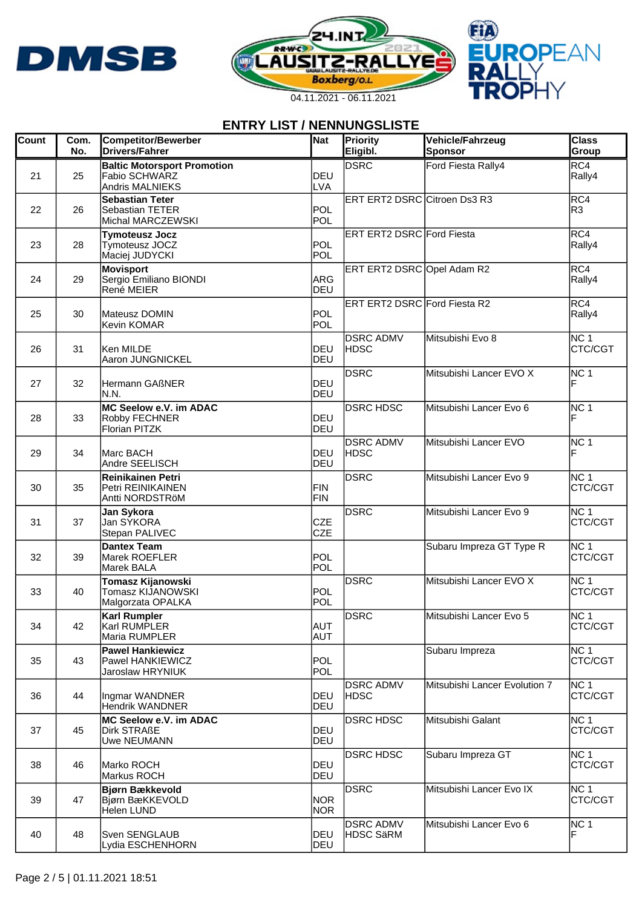24.INT. LAUSITZ-RALLYE 2021 Boxberg/O.L.

04.11.2021 - 06.11.2021

## ENTRY LIST / NENNUNGSLISTE

| Count | Com. No. | Competitor/Bewerber Drivers/Fahrer | Nat | Priority Eligibl. | Vehicle/Fahrzeug Sponsor | Class Group |
|---|---|---|---|---|---|---|
| 21 | 25 | **Baltic Motorsport Promotion** Fabio SCHWARZ Andris MALNIEKS | DEU LVA | DSRC | Ford Fiesta Rally4 | RC4 Rally4 |
| 22 | 26 | **Sebastian Teter** Sebastian TETER Michal MARCZEWSKI | POL POL | ERT ERT2 DSRC | Citroen Ds3 R3 | RC4 R3 |
| 23 | 28 | **Tymoteusz Jocz** Tymoteusz JOCZ Maciej JUDYCKI | POL POL | ERT ERT2 DSRC | Ford Fiesta | RC4 Rally4 |
| 24 | 29 | **Movisport** Sergio Emiliano BIONDI René MEIER | ARG DEU | ERT ERT2 DSRC | Opel Adam R2 | RC4 Rally4 |
| 25 | 30 | Mateusz DOMIN Kevin KOMAR | POL POL | ERT ERT2 DSRC | Ford Fiesta R2 | RC4 Rally4 |
| 26 | 31 | Ken MILDE Aaron JUNGNICKEL | DEU DEU | DSRC ADMV HDSC | Mitsubishi Evo 8 | NC 1 CTC/CGT |
| 27 | 32 | Hermann GAßNER N.N. | DEU DEU | DSRC | Mitsubishi Lancer EVO X | NC 1 F |
| 28 | 33 | **MC Seelow e.V. im ADAC** Robby FECHNER Florian PITZK | DEU DEU | DSRC HDSC | Mitsubishi Lancer Evo 6 | NC 1 F |
| 29 | 34 | Marc BACH Andre SEELISCH | DEU DEU | DSRC ADMV HDSC | Mitsubishi Lancer EVO | NC 1 F |
| 30 | 35 | **Reinikainen Petri** Petri REINIKAINEN Antti NORDSTRöM | FIN FIN | DSRC | Mitsubishi Lancer Evo 9 | NC 1 CTC/CGT |
| 31 | 37 | **Jan Sykora** Jan SYKORA Stepan PALIVEC | CZE CZE | DSRC | Mitsubishi Lancer Evo 9 | NC 1 CTC/CGT |
| 32 | 39 | **Dantex Team** Marek ROEFLER Marek BALA | POL POL | | Subaru Impreza GT Type R | NC 1 CTC/CGT |
| 33 | 40 | **Tomasz Kijanowski** Tomasz KIJANOWSKI Malgorzata OPALKA | POL POL | DSRC | Mitsubishi Lancer EVO X | NC 1 CTC/CGT |
| 34 | 42 | **Karl Rumpler** Karl RUMPLER Maria RUMPLER | AUT AUT | DSRC | Mitsubishi Lancer Evo 5 | NC 1 CTC/CGT |
| 35 | 43 | **Pawel Hankiewicz** Pawel HANKIEWICZ Jaroslaw HRYNIUK | POL POL | | Subaru Impreza | NC 1 CTC/CGT |
| 36 | 44 | Ingmar WANDNER Hendrik WANDNER | DEU DEU | DSRC ADMV HDSC | Mitsubishi Lancer Evolution 7 | NC 1 CTC/CGT |
| 37 | 45 | **MC Seelow e.V. im ADAC** Dirk STRAßE Uwe NEUMANN | DEU DEU | DSRC HDSC | Mitsubishi Galant | NC 1 CTC/CGT |
| 38 | 46 | Marko ROCH Markus ROCH | DEU DEU | DSRC HDSC | Subaru Impreza GT | NC 1 CTC/CGT |
| 39 | 47 | **Bjørn Bækkevold** Bjørn BæKKEVOLD Helen LUND | NOR NOR | DSRC | Mitsubishi Lancer Evo IX | NC 1 CTC/CGT |
| 40 | 48 | Sven SENGLAUB Lydia ESCHENHORN | DEU DEU | DSRC ADMV HDSC SäRM | Mitsubishi Lancer Evo 6 | NC 1 F |

Page 2 / 5 | 01.11.2021 18:51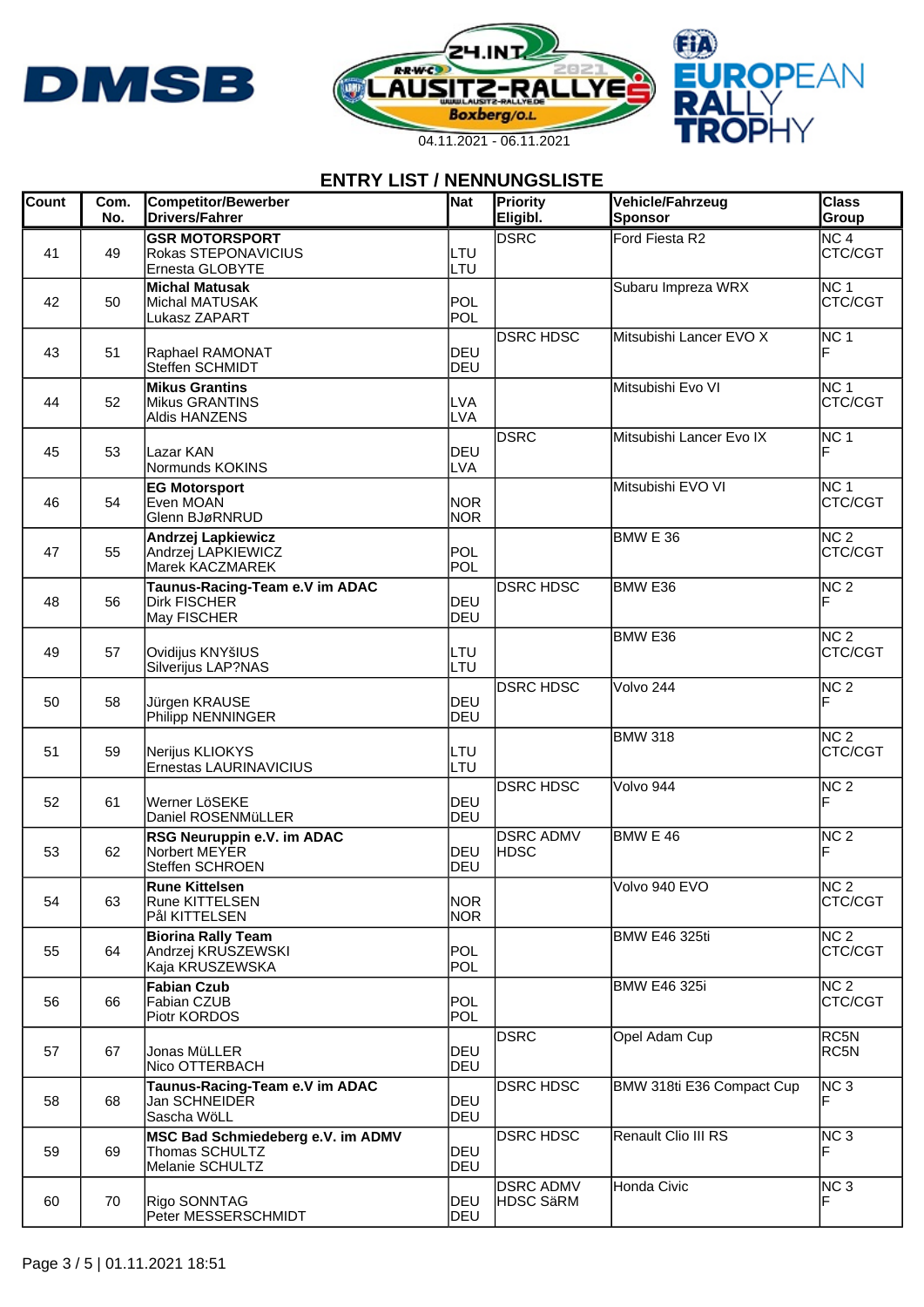24.INT. LAUSITZ-RALLYE 2021 Boxberg/O.L.

04.11.2021 - 06.11.2021

FIA EUROPEAN RALLY TROPHY

## ENTRY LIST / NENNUNGSLISTE

| Count | Com. No. | Competitor/Bewerber Drivers/Fahrer | Nat | Priority Eligibl. | Vehicle/Fahrzeug Sponsor | Class Group |
|---|---|---|---|---|---|---|
| 41 | 49 | **GSR MOTORSPORT**<br>Rokas STEPONAVICIUS<br>Ernesta GLOBYTE | LTU<br>LTU | DSRC | Ford Fiesta R2 | NC 4<br>CTC/CGT |
| 42 | 50 | **Michal Matusak**<br>Michal MATUSAK<br>Lukasz ZAPART | POL<br>POL | | Subaru Impreza WRX | NC 1<br>CTC/CGT |
| 43 | 51 | Raphael RAMONAT<br>Steffen SCHMIDT | DEU<br>DEU | DSRC HDSC | Mitsubishi Lancer EVO X | NC 1<br>F |
| 44 | 52 | **Mikus Grantins**<br>Mikus GRANTINS<br>Aldis HANZENS | LVA<br>LVA | | Mitsubishi Evo VI | NC 1<br>CTC/CGT |
| 45 | 53 | Lazar KAN<br>Normunds KOKINS | DEU<br>LVA | DSRC | Mitsubishi Lancer Evo IX | NC 1<br>F |
| 46 | 54 | **EG Motorsport**<br>Even MOAN<br>Glenn BJøRNRUD | NOR<br>NOR | | Mitsubishi EVO VI | NC 1<br>CTC/CGT |
| 47 | 55 | **Andrzej Lapkiewicz**<br>Andrzej LAPKIEWICZ<br>Marek KACZMAREK | POL<br>POL | | BMW E 36 | NC 2<br>CTC/CGT |
| 48 | 56 | **Taunus-Racing-Team e.V im ADAC**<br>Dirk FISCHER<br>May FISCHER | DEU<br>DEU | DSRC HDSC | BMW E36 | NC 2<br>F |
| 49 | 57 | Ovidijus KNYšIUS<br>Silverijus LAP?NAS | LTU<br>LTU | | BMW E36 | NC 2<br>CTC/CGT |
| 50 | 58 | Jürgen KRAUSE<br>Philipp NENNINGER | DEU<br>DEU | DSRC HDSC | Volvo 244 | NC 2<br>F |
| 51 | 59 | Nerijus KLIOKYS<br>Ernestas LAURINAVICIUS | LTU<br>LTU | | BMW 318 | NC 2<br>CTC/CGT |
| 52 | 61 | Werner LöSEKE<br>Daniel ROSENMüLLER | DEU<br>DEU | DSRC HDSC | Volvo 944 | NC 2<br>F |
| 53 | 62 | **RSG Neuruppin e.V. im ADAC**<br>Norbert MEYER<br>Steffen SCHROEN | DEU<br>DEU | DSRC ADMV<br>HDSC | BMW E 46 | NC 2<br>F |
| 54 | 63 | **Rune Kittelsen**<br>Rune KITTELSEN<br>Pål KITTELSEN | NOR<br>NOR | | Volvo 940 EVO | NC 2<br>CTC/CGT |
| 55 | 64 | **Biorina Rally Team**<br>Andrzej KRUSZEWSKI<br>Kaja KRUSZEWSKA | POL<br>POL | | BMW E46 325ti | NC 2<br>CTC/CGT |
| 56 | 66 | **Fabian Czub**<br>Fabian CZUB<br>Piotr KORDOS | POL<br>POL | | BMW E46 325i | NC 2<br>CTC/CGT |
| 57 | 67 | Jonas MüLLER<br>Nico OTTERBACH | DEU<br>DEU | DSRC | Opel Adam Cup | RC5N<br>RC5N |
| 58 | 68 | **Taunus-Racing-Team e.V im ADAC**<br>Jan SCHNEIDER<br>Sascha WöLL | DEU<br>DEU | DSRC HDSC | BMW 318ti E36 Compact Cup | NC 3<br>F |
| 59 | 69 | **MSC Bad Schmiedeberg e.V. im ADMV**<br>Thomas SCHULTZ<br>Melanie SCHULTZ | DEU<br>DEU | DSRC HDSC | Renault Clio III RS | NC 3<br>F |
| 60 | 70 | Rigo SONNTAG<br>Peter MESSERSCHMIDT | DEU<br>DEU | DSRC ADMV<br>HDSC SäRM | Honda Civic | NC 3<br>F |

Page 3 / 5 | 01.11.2021 18:51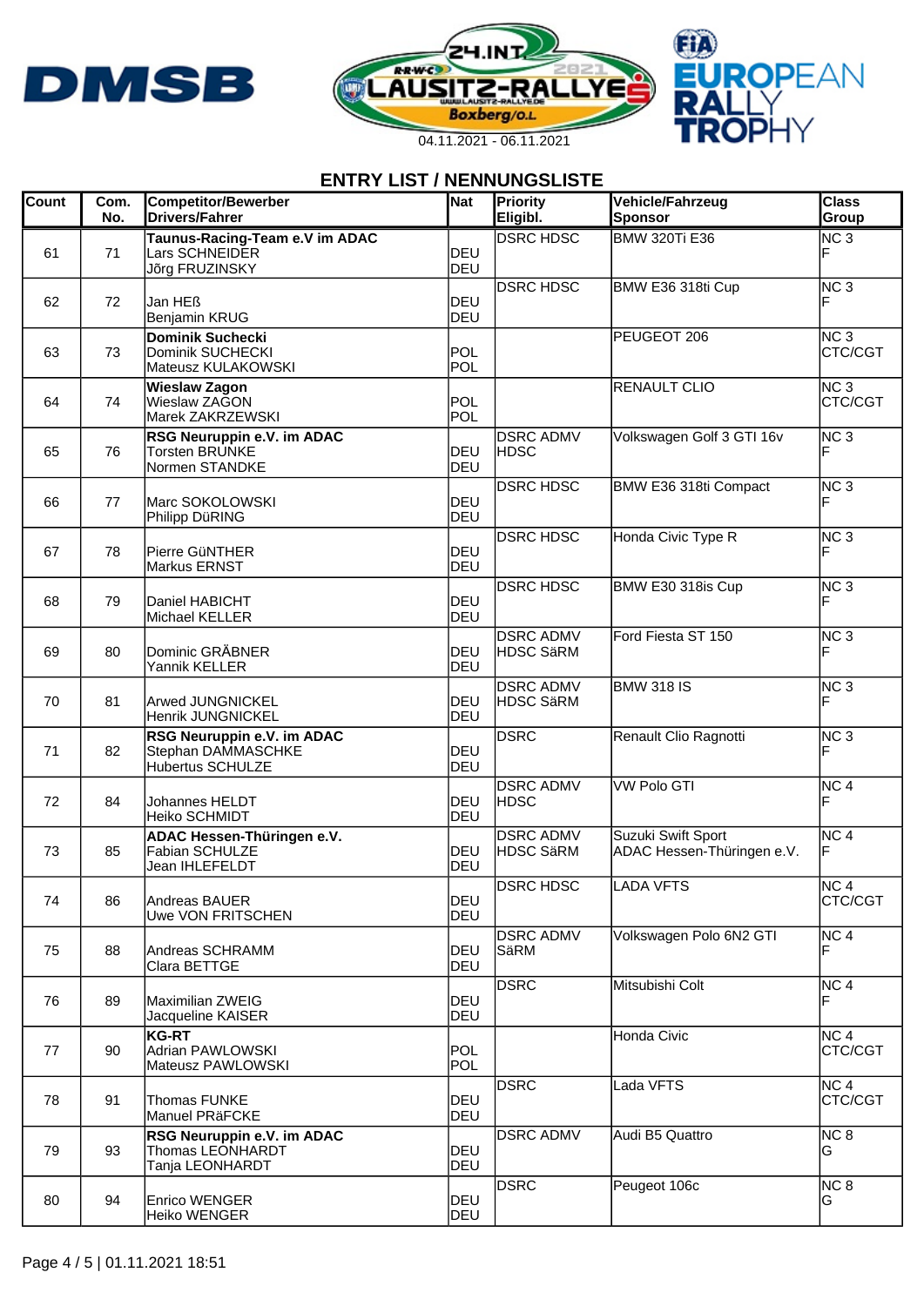24.INT. LAUSITZ-RALLYE 2021 Boxberg/O.L.

04.11.2021 - 06.11.2021

## ENTRY LIST / NENNUNGSLISTE

| Count | Com. No. | Competitor/Bewerber Drivers/Fahrer | Nat | Priority Eligibl. | Vehicle/Fahrzeug Sponsor | Class Group |
|---|---|---|---|---|---|---|
| 61 | 71 | **Taunus-Racing-Team e.V im ADAC**<br>Lars SCHNEIDER<br>Jõrg FRUZINSKY | DEU<br>DEU | DSRC HDSC | BMW 320Ti E36 | NC 3<br>F |
| 62 | 72 | Jan HEß<br>Benjamin KRUG | DEU<br>DEU | DSRC HDSC | BMW E36 318ti Cup | NC 3<br>F |
| 63 | 73 | **Dominik Suchecki**<br>Dominik SUCHECKI<br>Mateusz KULAKOWSKI | POL<br>POL | | PEUGEOT 206 | NC 3<br>CTC/CGT |
| 64 | 74 | **Wieslaw Zagon**<br>Wieslaw ZAGON<br>Marek ZAKRZEWSKI | POL<br>POL | | RENAULT CLIO | NC 3<br>CTC/CGT |
| 65 | 76 | **RSG Neuruppin e.V. im ADAC**<br>Torsten BRUNKE<br>Normen STANDKE | DEU<br>DEU | DSRC ADMV<br>HDSC | Volkswagen Golf 3 GTI 16v | NC 3<br>F |
| 66 | 77 | Marc SOKOLOWSKI<br>Philipp DüRING | DEU<br>DEU | DSRC HDSC | BMW E36 318ti Compact | NC 3<br>F |
| 67 | 78 | Pierre GüNTHER<br>Markus ERNST | DEU<br>DEU | DSRC HDSC | Honda Civic Type R | NC 3<br>F |
| 68 | 79 | Daniel HABICHT<br>Michael KELLER | DEU<br>DEU | DSRC HDSC | BMW E30 318is Cup | NC 3<br>F |
| 69 | 80 | Dominic GRÄBNER<br>Yannik KELLER | DEU<br>DEU | DSRC ADMV<br>HDSC SäRM | Ford Fiesta ST 150 | NC 3<br>F |
| 70 | 81 | Arwed JUNGNICKEL<br>Henrik JUNGNICKEL | DEU<br>DEU | DSRC ADMV<br>HDSC SäRM | BMW 318 IS | NC 3<br>F |
| 71 | 82 | **RSG Neuruppin e.V. im ADAC**<br>Stephan DAMMASCHKE<br>Hubertus SCHULZE | DEU<br>DEU | DSRC | Renault Clio Ragnotti | NC 3<br>F |
| 72 | 84 | Johannes HELDT<br>Heiko SCHMIDT | DEU<br>DEU | DSRC ADMV<br>HDSC | VW Polo GTI | NC 4<br>F |
| 73 | 85 | **ADAC Hessen-Thüringen e.V.**<br>Fabian SCHULZE<br>Jean IHLEFELDT | DEU<br>DEU | DSRC ADMV<br>HDSC SäRM | Suzuki Swift Sport<br>ADAC Hessen-Thüringen e.V. | NC 4<br>F |
| 74 | 86 | Andreas BAUER<br>Uwe VON FRITSCHEN | DEU<br>DEU | DSRC HDSC | LADA VFTS | NC 4<br>CTC/CGT |
| 75 | 88 | Andreas SCHRAMM<br>Clara BETTGE | DEU<br>DEU | DSRC ADMV<br>SäRM | Volkswagen Polo 6N2 GTI | NC 4<br>F |
| 76 | 89 | Maximilian ZWEIG<br>Jacqueline KAISER | DEU<br>DEU | DSRC | Mitsubishi Colt | NC 4<br>F |
| 77 | 90 | **KG-RT**<br>Adrian PAWLOWSKI<br>Mateusz PAWLOWSKI | POL<br>POL | | Honda Civic | NC 4<br>CTC/CGT |
| 78 | 91 | Thomas FUNKE<br>Manuel PRäFCKE | DEU<br>DEU | DSRC | Lada VFTS | NC 4<br>CTC/CGT |
| 79 | 93 | **RSG Neuruppin e.V. im ADAC**<br>Thomas LEONHARDT<br>Tanja LEONHARDT | DEU<br>DEU | DSRC ADMV | Audi B5 Quattro | NC 8<br>G |
| 80 | 94 | Enrico WENGER<br>Heiko WENGER | DEU<br>DEU | DSRC | Peugeot 106c | NC 8<br>G |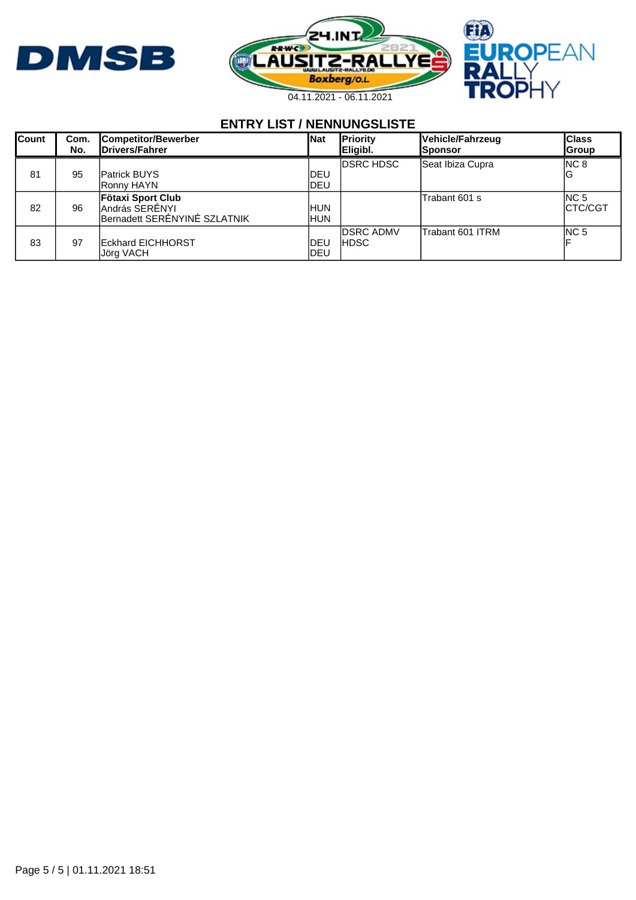04.11.2021 - 06.11.2021

## ENTRY LIST / NENNUNGSLISTE

| Count | Com. No. | Competitor/Bewerber Drivers/Fahrer | Nat | Priority Eligibl. | Vehicle/Fahrzeug Sponsor | Class Group |
|---|---|---|---|---|---|---|
| 81 | 95 | Patrick BUYS<br>Ronny HAYN | DEU<br>DEU | DSRC HDSC | Seat Ibiza Cupra | NC 8<br>G |
| 82 | 96 | **Fötaxi Sport Club**<br>András SERÉNYI<br>Bernadett SERÉNYINÉ SZLATNIK | HUN<br>HUN | | Trabant 601 s | NC 5<br>CTC/CGT |
| 83 | 97 | Eckhard EICHHORST<br>Jörg VACH | DEU<br>DEU | DSRC ADMV HDSC | Trabant 601 ITRM | NC 5<br>F |

Page 5 / 5 | 01.11.2021 18:51